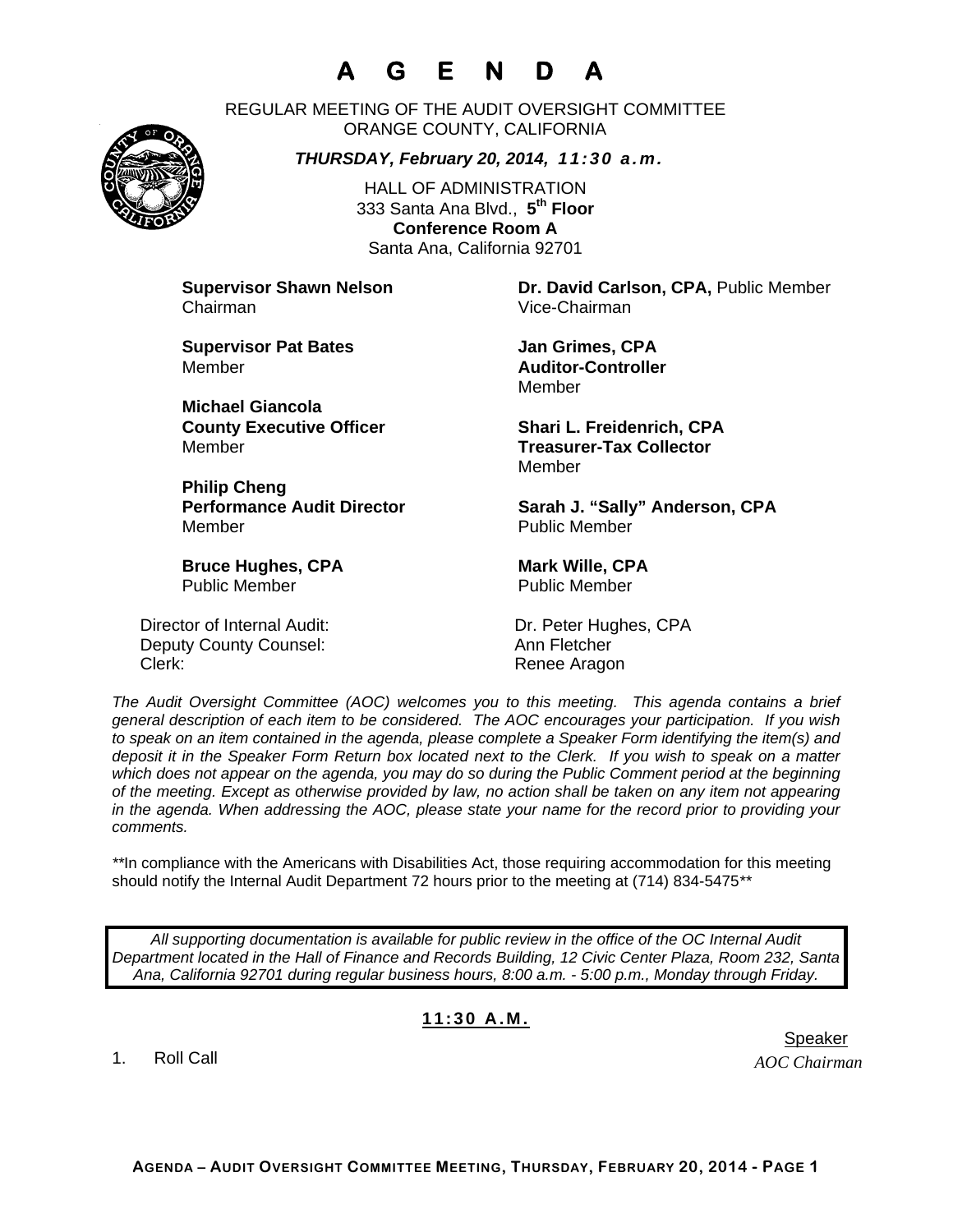# A G E N D A

REGULAR MEETING OF THE AUDIT OVERSIGHT COMMITTEE
ORANGE COUNTY, CALIFORNIA

***THURSDAY, February 20, 2014, 11:30 a.m.***

HALL OF ADMINISTRATION
333 Santa Ana Blvd., **5th Floor**
**Conference Room A**
Santa Ana, California 92701

**Supervisor Shawn Nelson**
Chairman

**Dr. David Carlson, CPA,** Public Member
Vice-Chairman

**Supervisor Pat Bates**
Member

**Jan Grimes, CPA**
**Auditor-Controller**
Member

**Michael Giancola**
**County Executive Officer**
Member

**Shari L. Freidenrich, CPA**
**Treasurer-Tax Collector**
Member

**Philip Cheng**
**Performance Audit Director**
Member

**Sarah J. "Sally" Anderson, CPA**
Public Member

**Bruce Hughes, CPA**
Public Member

**Mark Wille, CPA**
Public Member

Director of Internal Audit: Dr. Peter Hughes, CPA
Deputy County Counsel: Ann Fletcher
Clerk: Renee Aragon

*The Audit Oversight Committee (AOC) welcomes you to this meeting. This agenda contains a brief general description of each item to be considered. The AOC encourages your participation. If you wish to speak on an item contained in the agenda, please complete a Speaker Form identifying the item(s) and deposit it in the Speaker Form Return box located next to the Clerk. If you wish to speak on a matter which does not appear on the agenda, you may do so during the Public Comment period at the beginning of the meeting. Except as otherwise provided by law, no action shall be taken on any item not appearing in the agenda. When addressing the AOC, please state your name for the record prior to providing your comments.*

\*\*In compliance with the Americans with Disabilities Act, those requiring accommodation for this meeting should notify the Internal Audit Department 72 hours prior to the meeting at (714) 834-5475\*\*

*All supporting documentation is available for public review in the office of the OC Internal Audit Department located in the Hall of Finance and Records Building, 12 Civic Center Plaza, Room 232, Santa Ana, California 92701 during regular business hours, 8:00 a.m. - 5:00 p.m., Monday through Friday.*

## **11:30 A.M.**

| | Speaker |
|---|---|
| 1. Roll Call | *AOC Chairman* |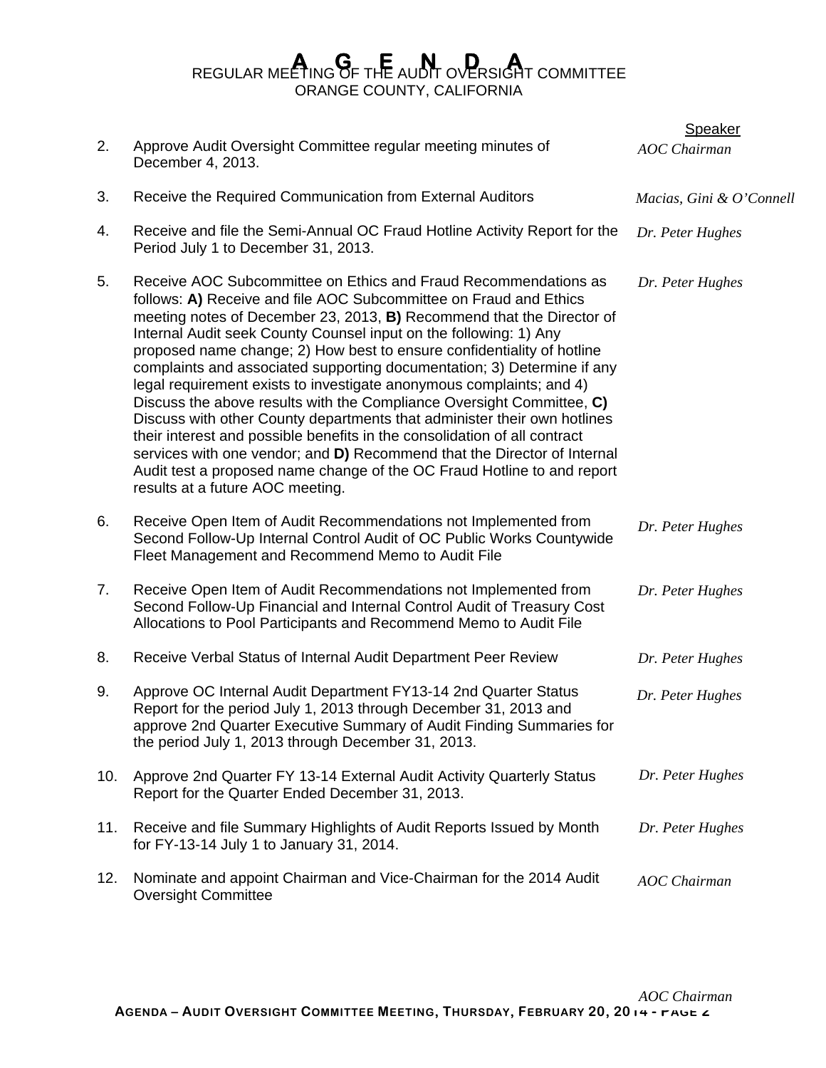# AGENDA

REGULAR MEETING OF THE AUDIT OVERSIGHT COMMITTEE
ORANGE COUNTY, CALIFORNIA

| | | Speaker |
|---|---|---|
| 2. | Approve Audit Oversight Committee regular meeting minutes of December 4, 2013. | *AOC Chairman* |
| 3. | Receive the Required Communication from External Auditors | *Macias, Gini & O'Connell* |
| 4. | Receive and file the Semi-Annual OC Fraud Hotline Activity Report for the Period July 1 to December 31, 2013. | *Dr. Peter Hughes* |
| 5. | Receive AOC Subcommittee on Ethics and Fraud Recommendations as follows: **A)** Receive and file AOC Subcommittee on Fraud and Ethics meeting notes of December 23, 2013, **B)** Recommend that the Director of Internal Audit seek County Counsel input on the following: 1) Any proposed name change; 2) How best to ensure confidentiality of hotline complaints and associated supporting documentation; 3) Determine if any legal requirement exists to investigate anonymous complaints; and 4) Discuss the above results with the Compliance Oversight Committee, **C)** Discuss with other County departments that administer their own hotlines their interest and possible benefits in the consolidation of all contract services with one vendor; and **D)** Recommend that the Director of Internal Audit test a proposed name change of the OC Fraud Hotline to and report results at a future AOC meeting. | *Dr. Peter Hughes* |
| 6. | Receive Open Item of Audit Recommendations not Implemented from Second Follow-Up Internal Control Audit of OC Public Works Countywide Fleet Management and Recommend Memo to Audit File | *Dr. Peter Hughes* |
| 7. | Receive Open Item of Audit Recommendations not Implemented from Second Follow-Up Financial and Internal Control Audit of Treasury Cost Allocations to Pool Participants and Recommend Memo to Audit File | *Dr. Peter Hughes* |
| 8. | Receive Verbal Status of Internal Audit Department Peer Review | *Dr. Peter Hughes* |
| 9. | Approve OC Internal Audit Department FY13-14 2nd Quarter Status Report for the period July 1, 2013 through December 31, 2013 and approve 2nd Quarter Executive Summary of Audit Finding Summaries for the period July 1, 2013 through December 31, 2013. | *Dr. Peter Hughes* |
| 10. | Approve 2nd Quarter FY 13-14 External Audit Activity Quarterly Status Report for the Quarter Ended December 31, 2013. | *Dr. Peter Hughes* |
| 11. | Receive and file Summary Highlights of Audit Reports Issued by Month for FY-13-14 July 1 to January 31, 2014. | *Dr. Peter Hughes* |
| 12. | Nominate and appoint Chairman and Vice-Chairman for the 2014 Audit Oversight Committee | *AOC Chairman* |

*AOC Chairman*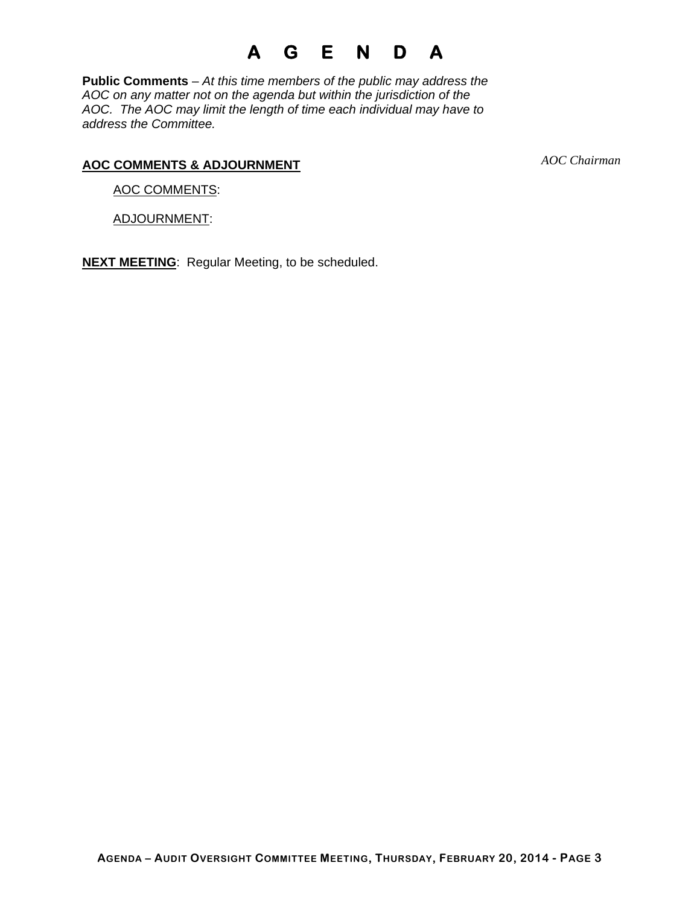# A G E N D A

**Public Comments** – *At this time members of the public may address the AOC on any matter not on the agenda but within the jurisdiction of the AOC. The AOC may limit the length of time each individual may have to address the Committee.*

**AOC COMMENTS & ADJOURNMENT** *AOC Chairman*

AOC COMMENTS:

ADJOURNMENT:

**NEXT MEETING**: Regular Meeting, to be scheduled.